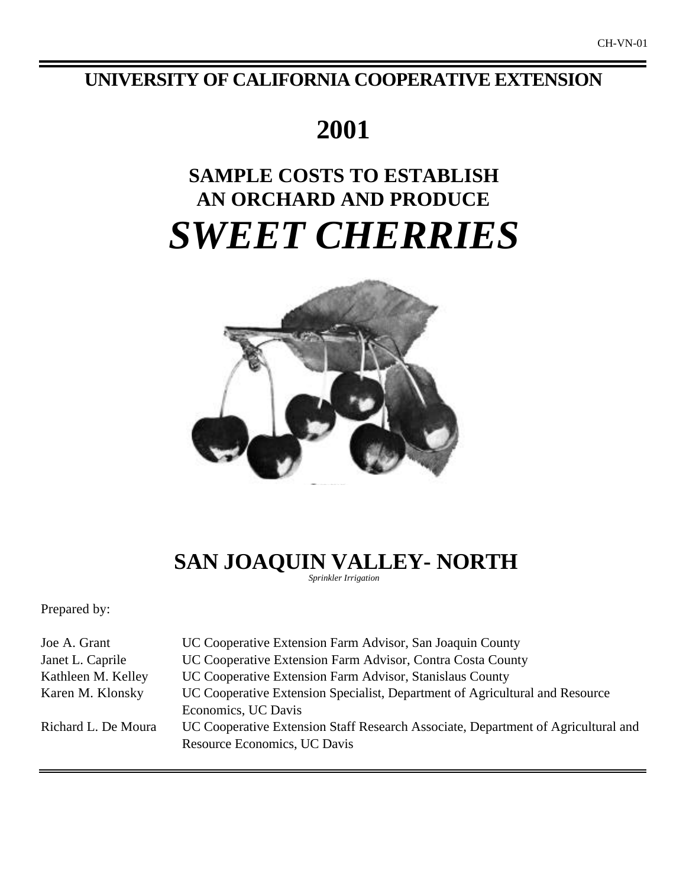CH-VN-01

# UNIVERSITY OF CALIFORNIA COOPERATIVE EXTENSION

# 2001

## SAMPLE COSTS TO ESTABLISH AN ORCHARD AND PRODUCE

# *SWEET CHERRIES*

## SAN JOAQUIN VALLEY- NORTH

*Sprinkler Irrigation*

Prepared by:

| | |
|---|---|
| Joe A. Grant | UC Cooperative Extension Farm Advisor, San Joaquin County |
| Janet L. Caprile | UC Cooperative Extension Farm Advisor, Contra Costa County |
| Kathleen M. Kelley | UC Cooperative Extension Farm Advisor, Stanislaus County |
| Karen M. Klonsky | UC Cooperative Extension Specialist, Department of Agricultural and Resource Economics, UC Davis |
| Richard L. De Moura | UC Cooperative Extension Staff Research Associate, Department of Agricultural and Resource Economics, UC Davis |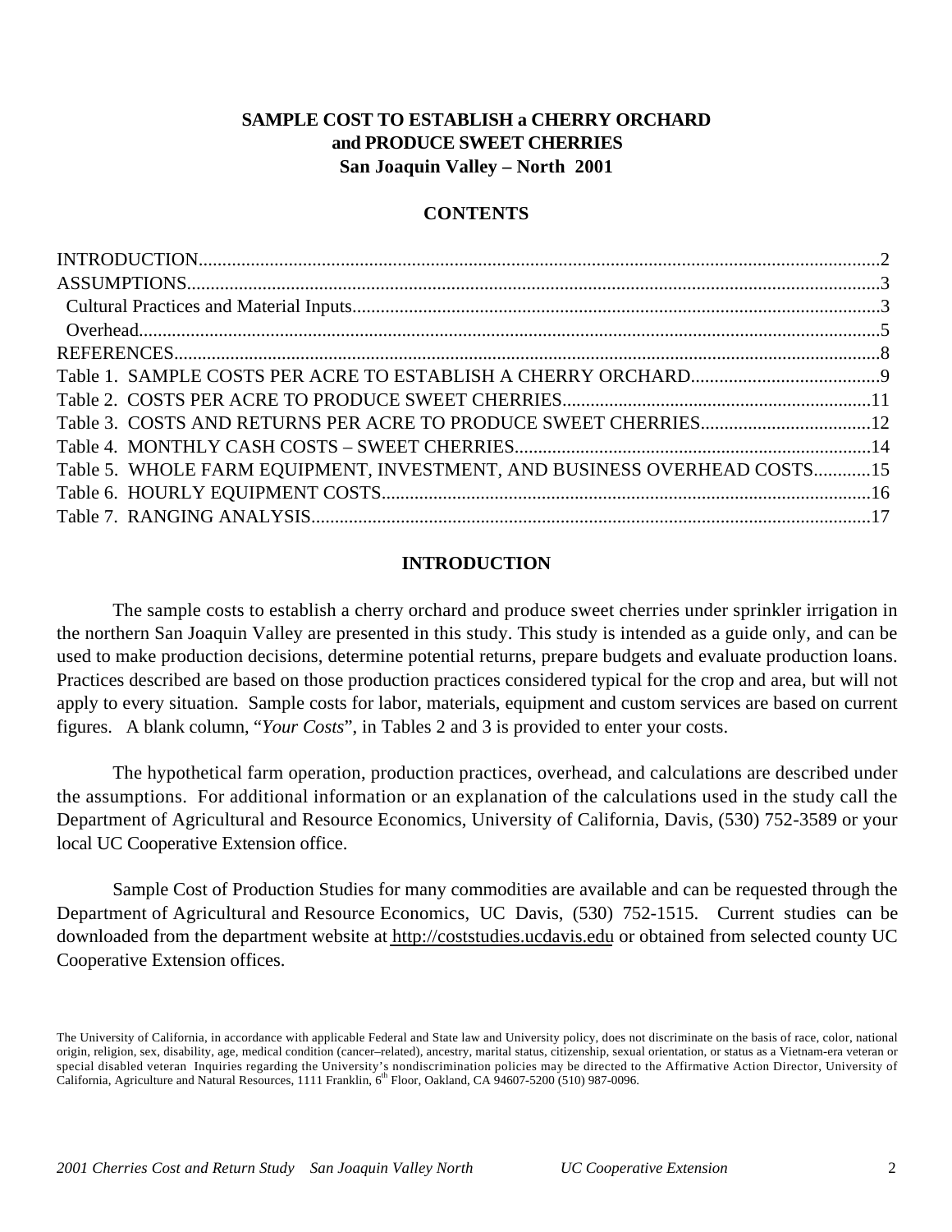# SAMPLE COST TO ESTABLISH a CHERRY ORCHARD and PRODUCE SWEET CHERRIES
## San Joaquin Valley – North 2001

## CONTENTS

INTRODUCTION....................................................................................................2
ASSUMPTIONS....................................................................................................3
 Cultural Practices and Material Inputs.............................................................3
 Overhead..........................................................................................................5
REFERENCES.......................................................................................................8
Table 1. SAMPLE COSTS PER ACRE TO ESTABLISH A CHERRY ORCHARD..........................9
Table 2. COSTS PER ACRE TO PRODUCE SWEET CHERRIES............................................11
Table 3. COSTS AND RETURNS PER ACRE TO PRODUCE SWEET CHERRIES..........................12
Table 4. MONTHLY CASH COSTS – SWEET CHERRIES......................................................14
Table 5. WHOLE FARM EQUIPMENT, INVESTMENT, AND BUSINESS OVERHEAD COSTS............15
Table 6. HOURLY EQUIPMENT COSTS.............................................................................16
Table 7. RANGING ANALYSIS..........................................................................................17

## INTRODUCTION

The sample costs to establish a cherry orchard and produce sweet cherries under sprinkler irrigation in the northern San Joaquin Valley are presented in this study. This study is intended as a guide only, and can be used to make production decisions, determine potential returns, prepare budgets and evaluate production loans. Practices described are based on those production practices considered typical for the crop and area, but will not apply to every situation. Sample costs for labor, materials, equipment and custom services are based on current figures. A blank column, "*Your Costs*", in Tables 2 and 3 is provided to enter your costs.

The hypothetical farm operation, production practices, overhead, and calculations are described under the assumptions. For additional information or an explanation of the calculations used in the study call the Department of Agricultural and Resource Economics, University of California, Davis, (530) 752-3589 or your local UC Cooperative Extension office.

Sample Cost of Production Studies for many commodities are available and can be requested through the Department of Agricultural and Resource Economics, UC Davis, (530) 752-1515. Current studies can be downloaded from the department website at http://coststudies.ucdavis.edu or obtained from selected county UC Cooperative Extension offices.

The University of California, in accordance with applicable Federal and State law and University policy, does not discriminate on the basis of race, color, national origin, religion, sex, disability, age, medical condition (cancer–related), ancestry, marital status, citizenship, sexual orientation, or status as a Vietnam-era veteran or special disabled veteran Inquiries regarding the University's nondiscrimination policies may be directed to the Affirmative Action Director, University of California, Agriculture and Natural Resources, 1111 Franklin, 6th Floor, Oakland, CA 94607-5200 (510) 987-0096.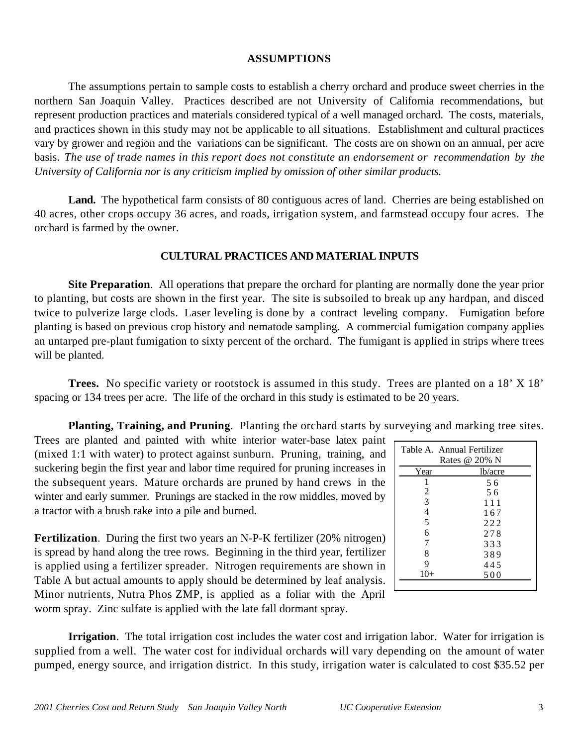## ASSUMPTIONS

The assumptions pertain to sample costs to establish a cherry orchard and produce sweet cherries in the northern San Joaquin Valley. Practices described are not University of California recommendations, but represent production practices and materials considered typical of a well managed orchard. The costs, materials, and practices shown in this study may not be applicable to all situations. Establishment and cultural practices vary by grower and region and the variations can be significant. The costs are on shown on an annual, per acre basis. *The use of trade names in this report does not constitute an endorsement or recommendation by the University of California nor is any criticism implied by omission of other similar products.*

**Land.** The hypothetical farm consists of 80 contiguous acres of land. Cherries are being established on 40 acres, other crops occupy 36 acres, and roads, irrigation system, and farmstead occupy four acres. The orchard is farmed by the owner.

## CULTURAL PRACTICES AND MATERIAL INPUTS

**Site Preparation**. All operations that prepare the orchard for planting are normally done the year prior to planting, but costs are shown in the first year. The site is subsoiled to break up any hardpan, and disced twice to pulverize large clods. Laser leveling is done by a contract leveling company. Fumigation before planting is based on previous crop history and nematode sampling. A commercial fumigation company applies an untarped pre-plant fumigation to sixty percent of the orchard. The fumigant is applied in strips where trees will be planted.

**Trees.** No specific variety or rootstock is assumed in this study. Trees are planted on a 18' X 18' spacing or 134 trees per acre. The life of the orchard in this study is estimated to be 20 years.

**Planting, Training, and Pruning**. Planting the orchard starts by surveying and marking tree sites. Trees are planted and painted with white interior water-base latex paint (mixed 1:1 with water) to protect against sunburn. Pruning, training, and suckering begin the first year and labor time required for pruning increases in the subsequent years. Mature orchards are pruned by hand crews in the winter and early summer. Prunings are stacked in the row middles, moved by a tractor with a brush rake into a pile and burned.

**Fertilization**. During the first two years an N-P-K fertilizer (20% nitrogen) is spread by hand along the tree rows. Beginning in the third year, fertilizer is applied using a fertilizer spreader. Nitrogen requirements are shown in Table A but actual amounts to apply should be determined by leaf analysis. Minor nutrients, Nutra Phos ZMP, is applied as a foliar with the April worm spray. Zinc sulfate is applied with the late fall dormant spray.

Table A. Annual Fertilizer Rates @ 20% N

| Year | lb/acre |
|---|---|
| 1 | 56 |
| 2 | 56 |
| 3 | 111 |
| 4 | 167 |
| 5 | 222 |
| 6 | 278 |
| 7 | 333 |
| 8 | 389 |
| 9 | 445 |
| 10+ | 500 |

**Irrigation**. The total irrigation cost includes the water cost and irrigation labor. Water for irrigation is supplied from a well. The water cost for individual orchards will vary depending on the amount of water pumped, energy source, and irrigation district. In this study, irrigation water is calculated to cost $35.52 per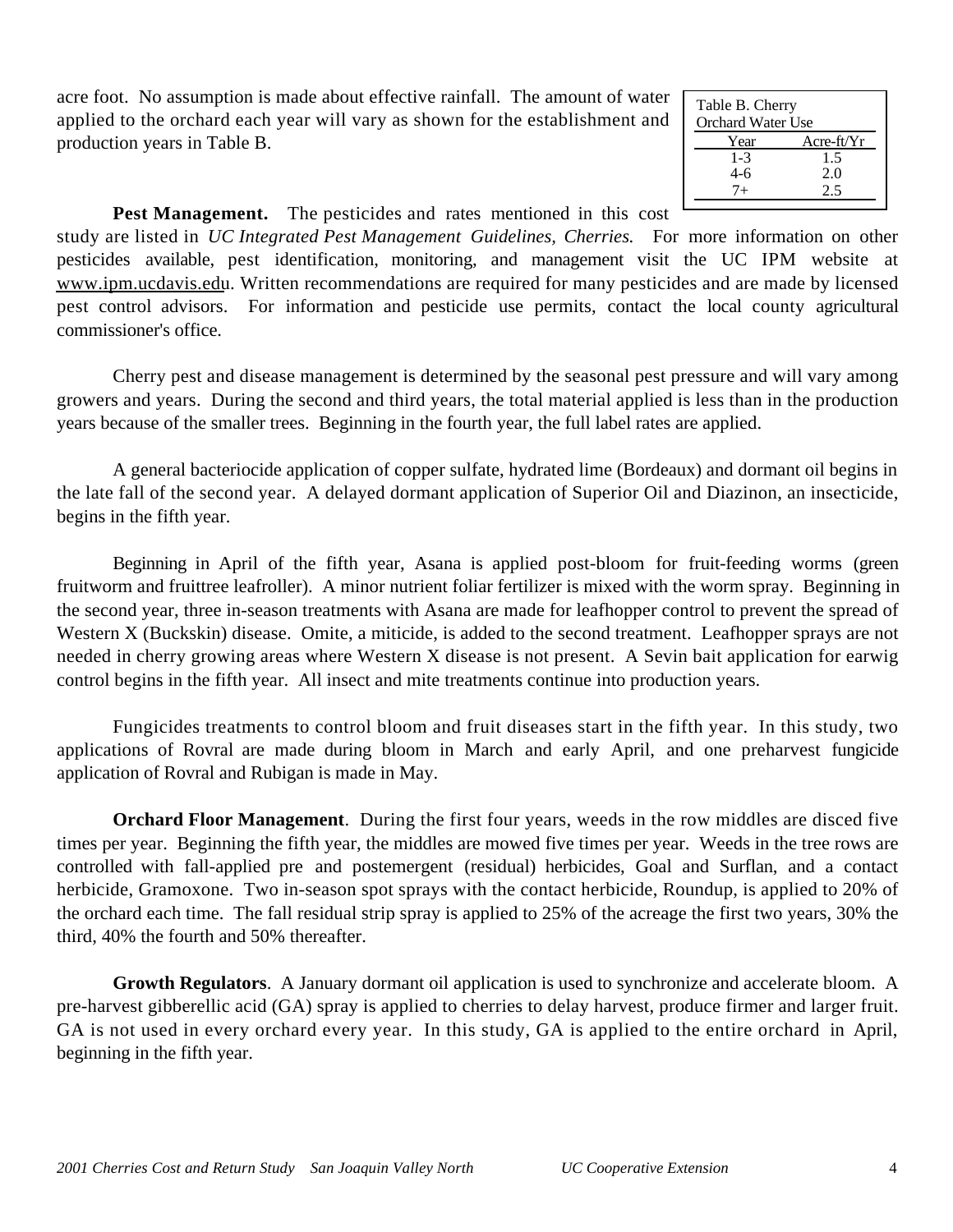acre foot. No assumption is made about effective rainfall. The amount of water applied to the orchard each year will vary as shown for the establishment and production years in Table B.

Table B. Cherry Orchard Water Use

| Year | Acre-ft/Yr |
|---|---|
| 1-3 | 1.5 |
| 4-6 | 2.0 |
| 7+ | 2.5 |

**Pest Management.** The pesticides and rates mentioned in this cost study are listed in *UC Integrated Pest Management Guidelines, Cherries.* For more information on other pesticides available, pest identification, monitoring, and management visit the UC IPM website at www.ipm.ucdavis.edu. Written recommendations are required for many pesticides and are made by licensed pest control advisors. For information and pesticide use permits, contact the local county agricultural commissioner's office.

Cherry pest and disease management is determined by the seasonal pest pressure and will vary among growers and years. During the second and third years, the total material applied is less than in the production years because of the smaller trees. Beginning in the fourth year, the full label rates are applied.

A general bacteriocide application of copper sulfate, hydrated lime (Bordeaux) and dormant oil begins in the late fall of the second year. A delayed dormant application of Superior Oil and Diazinon, an insecticide, begins in the fifth year.

Beginning in April of the fifth year, Asana is applied post-bloom for fruit-feeding worms (green fruitworm and fruittree leafroller). A minor nutrient foliar fertilizer is mixed with the worm spray. Beginning in the second year, three in-season treatments with Asana are made for leafhopper control to prevent the spread of Western X (Buckskin) disease. Omite, a miticide, is added to the second treatment. Leafhopper sprays are not needed in cherry growing areas where Western X disease is not present. A Sevin bait application for earwig control begins in the fifth year. All insect and mite treatments continue into production years.

Fungicides treatments to control bloom and fruit diseases start in the fifth year. In this study, two applications of Rovral are made during bloom in March and early April, and one preharvest fungicide application of Rovral and Rubigan is made in May.

**Orchard Floor Management**. During the first four years, weeds in the row middles are disced five times per year. Beginning the fifth year, the middles are mowed five times per year. Weeds in the tree rows are controlled with fall-applied pre and postemergent (residual) herbicides, Goal and Surflan, and a contact herbicide, Gramoxone. Two in-season spot sprays with the contact herbicide, Roundup, is applied to 20% of the orchard each time. The fall residual strip spray is applied to 25% of the acreage the first two years, 30% the third, 40% the fourth and 50% thereafter.

**Growth Regulators**. A January dormant oil application is used to synchronize and accelerate bloom. A pre-harvest gibberellic acid (GA) spray is applied to cherries to delay harvest, produce firmer and larger fruit. GA is not used in every orchard every year. In this study, GA is applied to the entire orchard in April, beginning in the fifth year.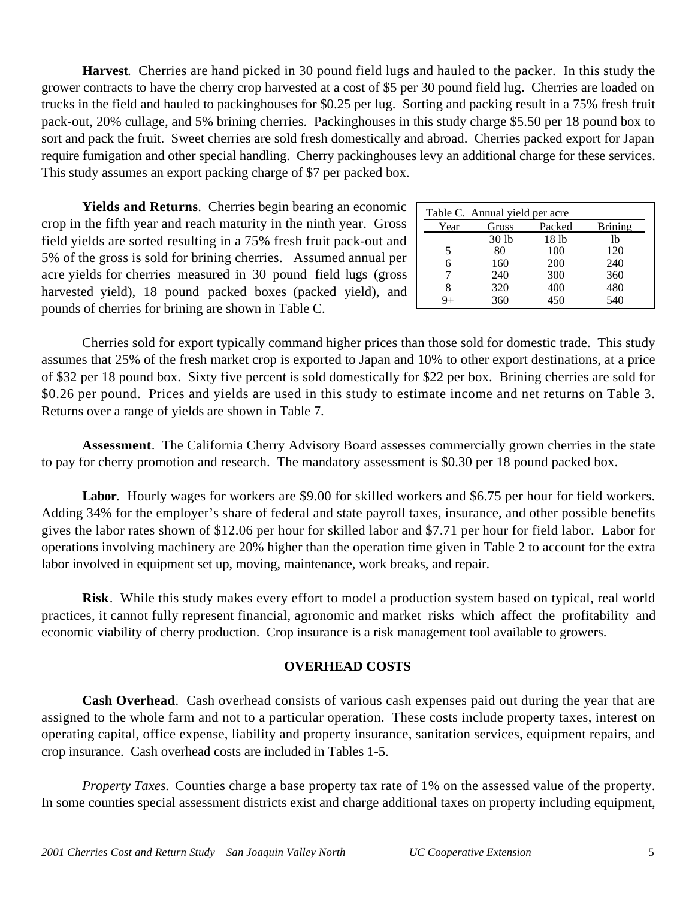**Harvest**. Cherries are hand picked in 30 pound field lugs and hauled to the packer. In this study the grower contracts to have the cherry crop harvested at a cost of $5 per 30 pound field lug. Cherries are loaded on trucks in the field and hauled to packinghouses for $0.25 per lug. Sorting and packing result in a 75% fresh fruit pack-out, 20% cullage, and 5% brining cherries. Packinghouses in this study charge $5.50 per 18 pound box to sort and pack the fruit. Sweet cherries are sold fresh domestically and abroad. Cherries packed export for Japan require fumigation and other special handling. Cherry packinghouses levy an additional charge for these services. This study assumes an export packing charge of $7 per packed box.

**Yields and Returns**. Cherries begin bearing an economic crop in the fifth year and reach maturity in the ninth year. Gross field yields are sorted resulting in a 75% fresh fruit pack-out and 5% of the gross is sold for brining cherries. Assumed annual per acre yields for cherries measured in 30 pound field lugs (gross harvested yield), 18 pound packed boxes (packed yield), and pounds of cherries for brining are shown in Table C.

Table C. Annual yield per acre

| Year | Gross | Packed | Brining |
|---|---|---|---|
| | 30 lb | 18 lb | lb |
| 5 | 80 | 100 | 120 |
| 6 | 160 | 200 | 240 |
| 7 | 240 | 300 | 360 |
| 8 | 320 | 400 | 480 |
| 9+ | 360 | 450 | 540 |

Cherries sold for export typically command higher prices than those sold for domestic trade. This study assumes that 25% of the fresh market crop is exported to Japan and 10% to other export destinations, at a price of $32 per 18 pound box. Sixty five percent is sold domestically for $22 per box. Brining cherries are sold for $0.26 per pound. Prices and yields are used in this study to estimate income and net returns on Table 3. Returns over a range of yields are shown in Table 7.

**Assessment**. The California Cherry Advisory Board assesses commercially grown cherries in the state to pay for cherry promotion and research. The mandatory assessment is $0.30 per 18 pound packed box.

**Labor**. Hourly wages for workers are $9.00 for skilled workers and $6.75 per hour for field workers. Adding 34% for the employer's share of federal and state payroll taxes, insurance, and other possible benefits gives the labor rates shown of $12.06 per hour for skilled labor and $7.71 per hour for field labor. Labor for operations involving machinery are 20% higher than the operation time given in Table 2 to account for the extra labor involved in equipment set up, moving, maintenance, work breaks, and repair.

**Risk**. While this study makes every effort to model a production system based on typical, real world practices, it cannot fully represent financial, agronomic and market risks which affect the profitability and economic viability of cherry production. Crop insurance is a risk management tool available to growers.

## OVERHEAD COSTS

**Cash Overhead**. Cash overhead consists of various cash expenses paid out during the year that are assigned to the whole farm and not to a particular operation. These costs include property taxes, interest on operating capital, office expense, liability and property insurance, sanitation services, equipment repairs, and crop insurance. Cash overhead costs are included in Tables 1-5.

*Property Taxes.* Counties charge a base property tax rate of 1% on the assessed value of the property. In some counties special assessment districts exist and charge additional taxes on property including equipment,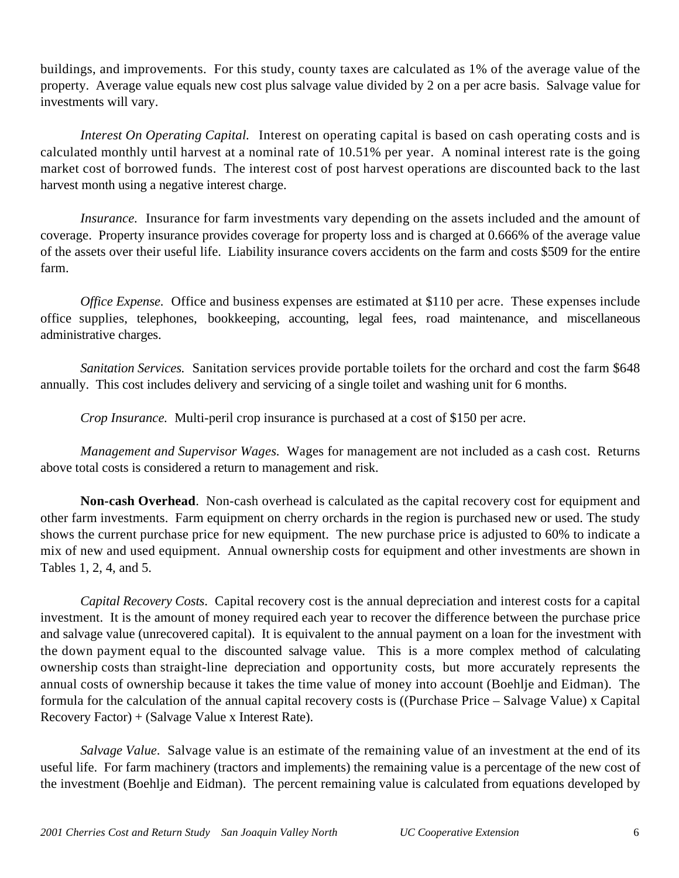buildings, and improvements. For this study, county taxes are calculated as 1% of the average value of the property. Average value equals new cost plus salvage value divided by 2 on a per acre basis. Salvage value for investments will vary.

*Interest On Operating Capital.* Interest on operating capital is based on cash operating costs and is calculated monthly until harvest at a nominal rate of 10.51% per year. A nominal interest rate is the going market cost of borrowed funds. The interest cost of post harvest operations are discounted back to the last harvest month using a negative interest charge.

*Insurance.* Insurance for farm investments vary depending on the assets included and the amount of coverage. Property insurance provides coverage for property loss and is charged at 0.666% of the average value of the assets over their useful life. Liability insurance covers accidents on the farm and costs $509 for the entire farm.

*Office Expense.* Office and business expenses are estimated at $110 per acre. These expenses include office supplies, telephones, bookkeeping, accounting, legal fees, road maintenance, and miscellaneous administrative charges.

*Sanitation Services.* Sanitation services provide portable toilets for the orchard and cost the farm $648 annually. This cost includes delivery and servicing of a single toilet and washing unit for 6 months.

*Crop Insurance.* Multi-peril crop insurance is purchased at a cost of $150 per acre.

*Management and Supervisor Wages.* Wages for management are not included as a cash cost. Returns above total costs is considered a return to management and risk.

**Non-cash Overhead**. Non-cash overhead is calculated as the capital recovery cost for equipment and other farm investments. Farm equipment on cherry orchards in the region is purchased new or used. The study shows the current purchase price for new equipment. The new purchase price is adjusted to 60% to indicate a mix of new and used equipment. Annual ownership costs for equipment and other investments are shown in Tables 1, 2, 4, and 5.

*Capital Recovery Costs.* Capital recovery cost is the annual depreciation and interest costs for a capital investment. It is the amount of money required each year to recover the difference between the purchase price and salvage value (unrecovered capital). It is equivalent to the annual payment on a loan for the investment with the down payment equal to the discounted salvage value. This is a more complex method of calculating ownership costs than straight-line depreciation and opportunity costs, but more accurately represents the annual costs of ownership because it takes the time value of money into account (Boehlje and Eidman). The formula for the calculation of the annual capital recovery costs is ((Purchase Price – Salvage Value) x Capital Recovery Factor) + (Salvage Value x Interest Rate).

*Salvage Value.* Salvage value is an estimate of the remaining value of an investment at the end of its useful life. For farm machinery (tractors and implements) the remaining value is a percentage of the new cost of the investment (Boehlje and Eidman). The percent remaining value is calculated from equations developed by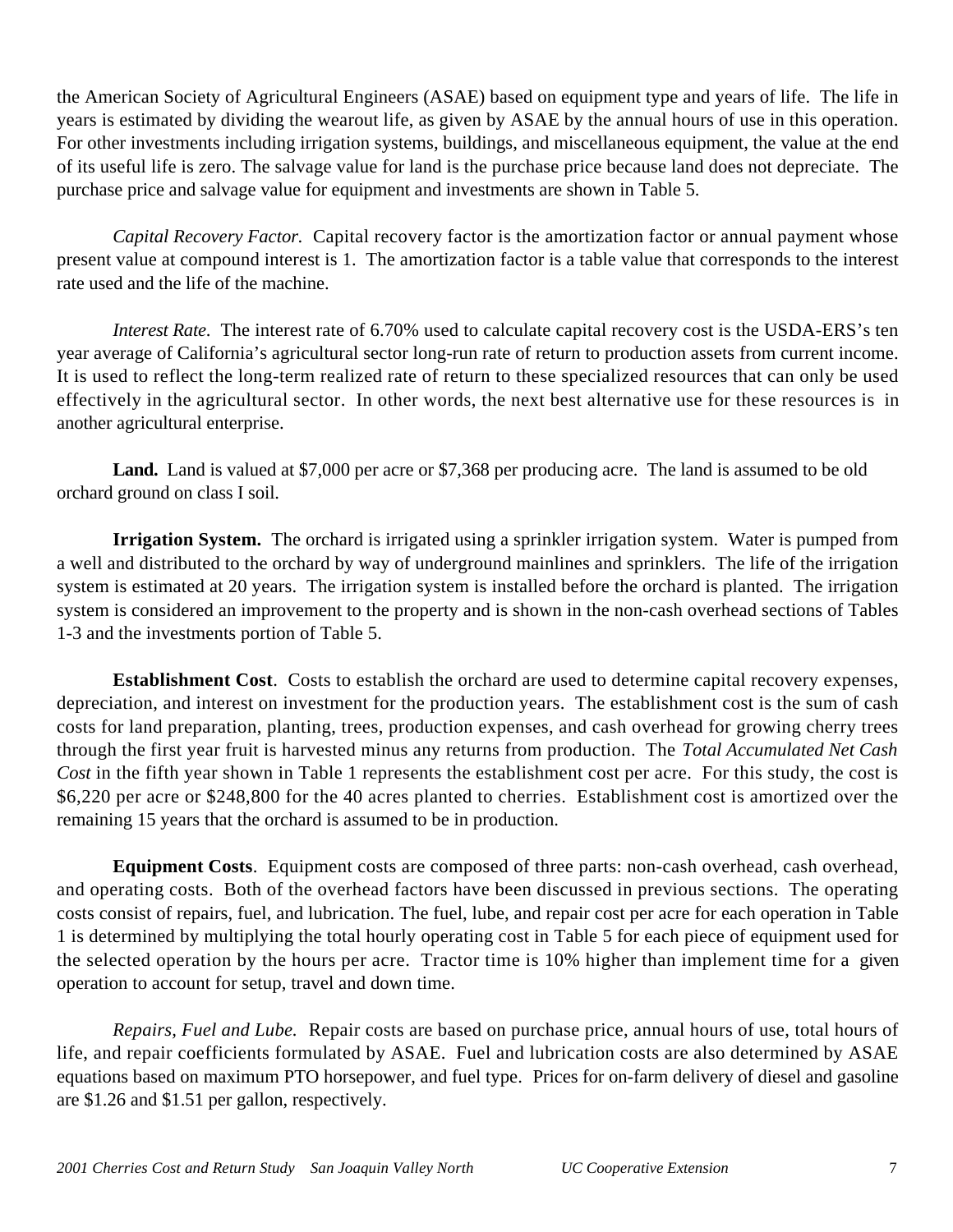the American Society of Agricultural Engineers (ASAE) based on equipment type and years of life. The life in years is estimated by dividing the wearout life, as given by ASAE by the annual hours of use in this operation. For other investments including irrigation systems, buildings, and miscellaneous equipment, the value at the end of its useful life is zero. The salvage value for land is the purchase price because land does not depreciate. The purchase price and salvage value for equipment and investments are shown in Table 5.

*Capital Recovery Factor.* Capital recovery factor is the amortization factor or annual payment whose present value at compound interest is 1. The amortization factor is a table value that corresponds to the interest rate used and the life of the machine.

*Interest Rate.* The interest rate of 6.70% used to calculate capital recovery cost is the USDA-ERS's ten year average of California's agricultural sector long-run rate of return to production assets from current income. It is used to reflect the long-term realized rate of return to these specialized resources that can only be used effectively in the agricultural sector. In other words, the next best alternative use for these resources is in another agricultural enterprise.

**Land.** Land is valued at $7,000 per acre or $7,368 per producing acre. The land is assumed to be old orchard ground on class I soil.

**Irrigation System.** The orchard is irrigated using a sprinkler irrigation system. Water is pumped from a well and distributed to the orchard by way of underground mainlines and sprinklers. The life of the irrigation system is estimated at 20 years. The irrigation system is installed before the orchard is planted. The irrigation system is considered an improvement to the property and is shown in the non-cash overhead sections of Tables 1-3 and the investments portion of Table 5.

**Establishment Cost**. Costs to establish the orchard are used to determine capital recovery expenses, depreciation, and interest on investment for the production years. The establishment cost is the sum of cash costs for land preparation, planting, trees, production expenses, and cash overhead for growing cherry trees through the first year fruit is harvested minus any returns from production. The *Total Accumulated Net Cash Cost* in the fifth year shown in Table 1 represents the establishment cost per acre. For this study, the cost is $6,220 per acre or $248,800 for the 40 acres planted to cherries. Establishment cost is amortized over the remaining 15 years that the orchard is assumed to be in production.

**Equipment Costs**. Equipment costs are composed of three parts: non-cash overhead, cash overhead, and operating costs. Both of the overhead factors have been discussed in previous sections. The operating costs consist of repairs, fuel, and lubrication. The fuel, lube, and repair cost per acre for each operation in Table 1 is determined by multiplying the total hourly operating cost in Table 5 for each piece of equipment used for the selected operation by the hours per acre. Tractor time is 10% higher than implement time for a given operation to account for setup, travel and down time.

*Repairs, Fuel and Lube.* Repair costs are based on purchase price, annual hours of use, total hours of life, and repair coefficients formulated by ASAE. Fuel and lubrication costs are also determined by ASAE equations based on maximum PTO horsepower, and fuel type. Prices for on-farm delivery of diesel and gasoline are $1.26 and $1.51 per gallon, respectively.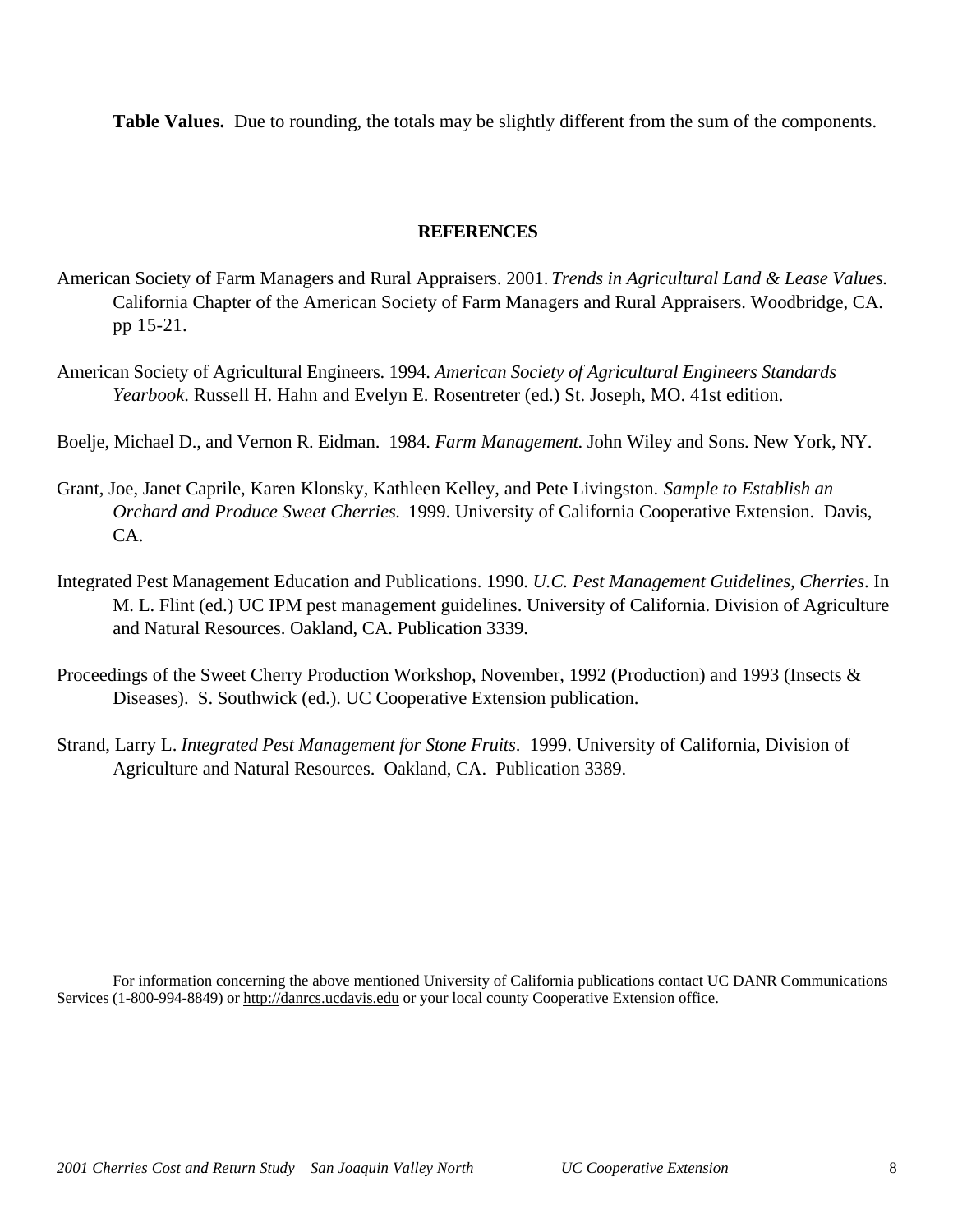**Table Values.** Due to rounding, the totals may be slightly different from the sum of the components.

## REFERENCES

American Society of Farm Managers and Rural Appraisers. 2001. *Trends in Agricultural Land & Lease Values.* California Chapter of the American Society of Farm Managers and Rural Appraisers. Woodbridge, CA. pp 15-21.

American Society of Agricultural Engineers. 1994. *American Society of Agricultural Engineers Standards Yearbook*. Russell H. Hahn and Evelyn E. Rosentreter (ed.) St. Joseph, MO. 41st edition.

Boelje, Michael D., and Vernon R. Eidman. 1984. *Farm Management.* John Wiley and Sons. New York, NY.

Grant, Joe, Janet Caprile, Karen Klonsky, Kathleen Kelley, and Pete Livingston. *Sample to Establish an Orchard and Produce Sweet Cherries.* 1999. University of California Cooperative Extension. Davis, CA.

Integrated Pest Management Education and Publications. 1990. *U.C. Pest Management Guidelines, Cherries*. In M. L. Flint (ed.) UC IPM pest management guidelines. University of California. Division of Agriculture and Natural Resources. Oakland, CA. Publication 3339.

Proceedings of the Sweet Cherry Production Workshop, November, 1992 (Production) and 1993 (Insects & Diseases). S. Southwick (ed.). UC Cooperative Extension publication.

Strand, Larry L. *Integrated Pest Management for Stone Fruits*. 1999. University of California, Division of Agriculture and Natural Resources. Oakland, CA. Publication 3389.

For information concerning the above mentioned University of California publications contact UC DANR Communications Services (1-800-994-8849) or http://danrcs.ucdavis.edu or your local county Cooperative Extension office.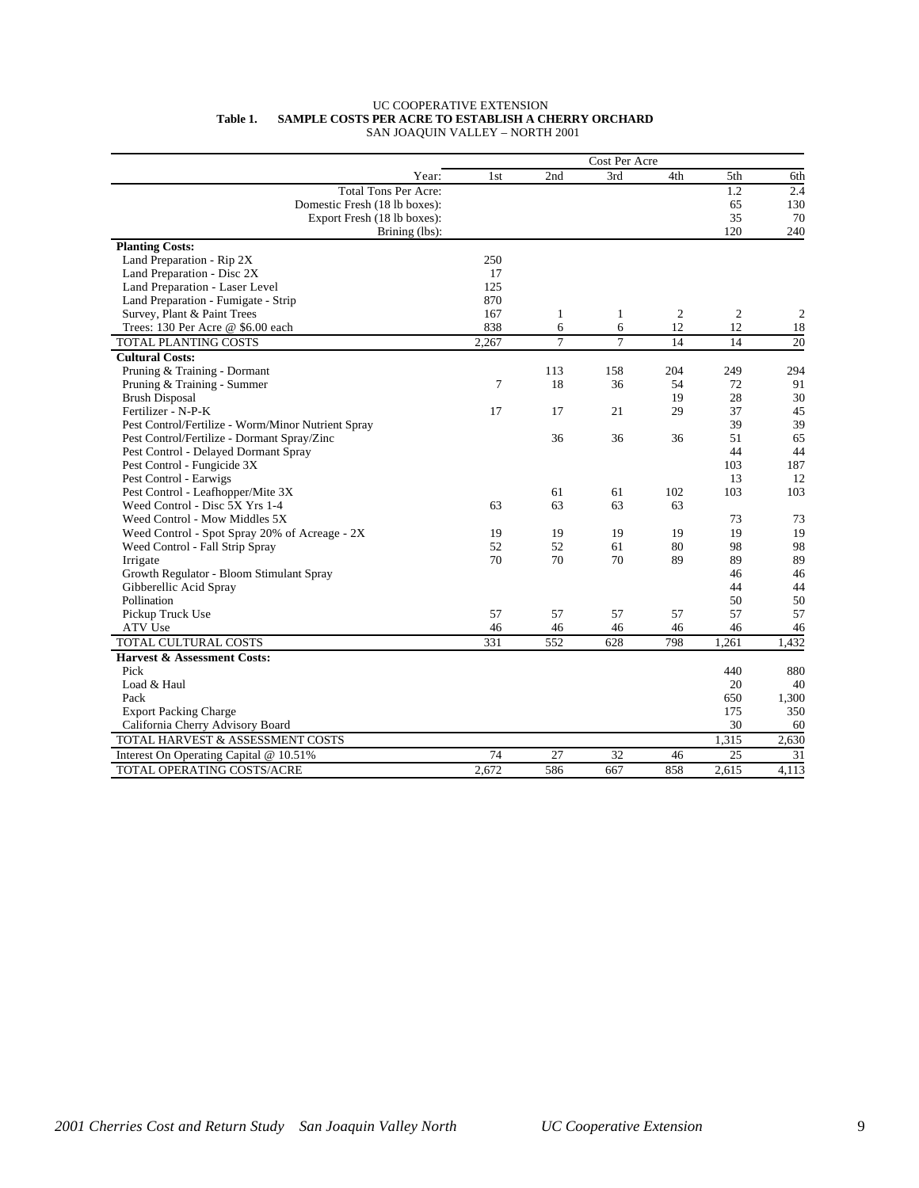UC COOPERATIVE EXTENSION

**Table 1. SAMPLE COSTS PER ACRE TO ESTABLISH A CHERRY ORCHARD**

SAN JOAQUIN VALLEY – NORTH 2001

| | Cost Per Acre | | | | | |
|---|---|---|---|---|---|---|
| Year: | 1st | 2nd | 3rd | 4th | 5th | 6th |
| Total Tons Per Acre: | | | | | 1.2 | 2.4 |
| Domestic Fresh (18 lb boxes): | | | | | 65 | 130 |
| Export Fresh (18 lb boxes): | | | | | 35 | 70 |
| Brining (lbs): | | | | | 120 | 240 |
| **Planting Costs:** | | | | | | |
| Land Preparation - Rip 2X | 250 | | | | | |
| Land Preparation - Disc 2X | 17 | | | | | |
| Land Preparation - Laser Level | 125 | | | | | |
| Land Preparation - Fumigate - Strip | 870 | | | | | |
| Survey, Plant & Paint Trees | 167 | 1 | 1 | 2 | 2 | 2 |
| Trees: 130 Per Acre @ $6.00 each | 838 | 6 | 6 | 12 | 12 | 18 |
| TOTAL PLANTING COSTS | 2,267 | 7 | 7 | 14 | 14 | 20 |
| **Cultural Costs:** | | | | | | |
| Pruning & Training - Dormant | | 113 | 158 | 204 | 249 | 294 |
| Pruning & Training - Summer | 7 | 18 | 36 | 54 | 72 | 91 |
| Brush Disposal | | | | 19 | 28 | 30 |
| Fertilizer - N-P-K | 17 | 17 | 21 | 29 | 37 | 45 |
| Pest Control/Fertilize - Worm/Minor Nutrient Spray | | | | | 39 | 39 |
| Pest Control/Fertilize - Dormant Spray/Zinc | | 36 | 36 | 36 | 51 | 65 |
| Pest Control - Delayed Dormant Spray | | | | | 44 | 44 |
| Pest Control - Fungicide 3X | | | | | 103 | 187 |
| Pest Control - Earwigs | | | | | 13 | 12 |
| Pest Control - Leafhopper/Mite 3X | | 61 | 61 | 102 | 103 | 103 |
| Weed Control - Disc 5X Yrs 1-4 | 63 | 63 | 63 | 63 | | |
| Weed Control - Mow Middles 5X | | | | | 73 | 73 |
| Weed Control - Spot Spray 20% of Acreage - 2X | 19 | 19 | 19 | 19 | 19 | 19 |
| Weed Control - Fall Strip Spray | 52 | 52 | 61 | 80 | 98 | 98 |
| Irrigate | 70 | 70 | 70 | 89 | 89 | 89 |
| Growth Regulator - Bloom Stimulant Spray | | | | | 46 | 46 |
| Gibberellic Acid Spray | | | | | 44 | 44 |
| Pollination | | | | | 50 | 50 |
| Pickup Truck Use | 57 | 57 | 57 | 57 | 57 | 57 |
| ATV Use | 46 | 46 | 46 | 46 | 46 | 46 |
| TOTAL CULTURAL COSTS | 331 | 552 | 628 | 798 | 1,261 | 1,432 |
| **Harvest & Assessment Costs:** | | | | | | |
| Pick | | | | | 440 | 880 |
| Load & Haul | | | | | 20 | 40 |
| Pack | | | | | 650 | 1,300 |
| Export Packing Charge | | | | | 175 | 350 |
| California Cherry Advisory Board | | | | | 30 | 60 |
| TOTAL HARVEST & ASSESSMENT COSTS | | | | | 1,315 | 2,630 |
| Interest On Operating Capital @ 10.51% | 74 | 27 | 32 | 46 | 25 | 31 |
| TOTAL OPERATING COSTS/ACRE | 2,672 | 586 | 667 | 858 | 2,615 | 4,113 |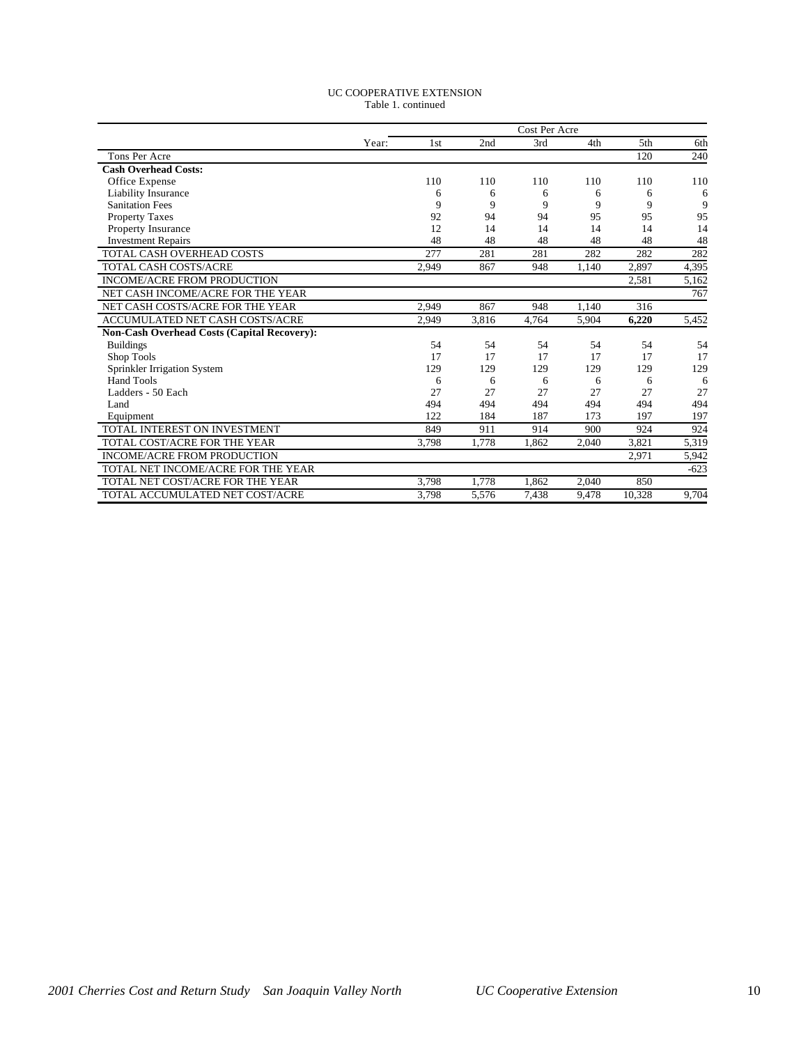UC COOPERATIVE EXTENSION
Table 1. continued

| | Cost Per Acre | | | | | |
|---|---|---|---|---|---|---|
| Year: | 1st | 2nd | 3rd | 4th | 5th | 6th |
| Tons Per Acre | | | | | 120 | 240 |
| **Cash Overhead Costs:** | | | | | | |
| Office Expense | 110 | 110 | 110 | 110 | 110 | 110 |
| Liability Insurance | 6 | 6 | 6 | 6 | 6 | 6 |
| Sanitation Fees | 9 | 9 | 9 | 9 | 9 | 9 |
| Property Taxes | 92 | 94 | 94 | 95 | 95 | 95 |
| Property Insurance | 12 | 14 | 14 | 14 | 14 | 14 |
| Investment Repairs | 48 | 48 | 48 | 48 | 48 | 48 |
| TOTAL CASH OVERHEAD COSTS | 277 | 281 | 281 | 282 | 282 | 282 |
| TOTAL CASH COSTS/ACRE | 2,949 | 867 | 948 | 1,140 | 2,897 | 4,395 |
| INCOME/ACRE FROM PRODUCTION | | | | | 2,581 | 5,162 |
| NET CASH INCOME/ACRE FOR THE YEAR | | | | | | 767 |
| NET CASH COSTS/ACRE FOR THE YEAR | 2,949 | 867 | 948 | 1,140 | 316 | |
| ACCUMULATED NET CASH COSTS/ACRE | 2,949 | 3,816 | 4,764 | 5,904 | **6,220** | 5,452 |
| **Non-Cash Overhead Costs (Capital Recovery):** | | | | | | |
| Buildings | 54 | 54 | 54 | 54 | 54 | 54 |
| Shop Tools | 17 | 17 | 17 | 17 | 17 | 17 |
| Sprinkler Irrigation System | 129 | 129 | 129 | 129 | 129 | 129 |
| Hand Tools | 6 | 6 | 6 | 6 | 6 | 6 |
| Ladders - 50 Each | 27 | 27 | 27 | 27 | 27 | 27 |
| Land | 494 | 494 | 494 | 494 | 494 | 494 |
| Equipment | 122 | 184 | 187 | 173 | 197 | 197 |
| TOTAL INTEREST ON INVESTMENT | 849 | 911 | 914 | 900 | 924 | 924 |
| TOTAL COST/ACRE FOR THE YEAR | 3,798 | 1,778 | 1,862 | 2,040 | 3,821 | 5,319 |
| INCOME/ACRE FROM PRODUCTION | | | | | 2,971 | 5,942 |
| TOTAL NET INCOME/ACRE FOR THE YEAR | | | | | | -623 |
| TOTAL NET COST/ACRE FOR THE YEAR | 3,798 | 1,778 | 1,862 | 2,040 | 850 | |
| TOTAL ACCUMULATED NET COST/ACRE | 3,798 | 5,576 | 7,438 | 9,478 | 10,328 | 9,704 |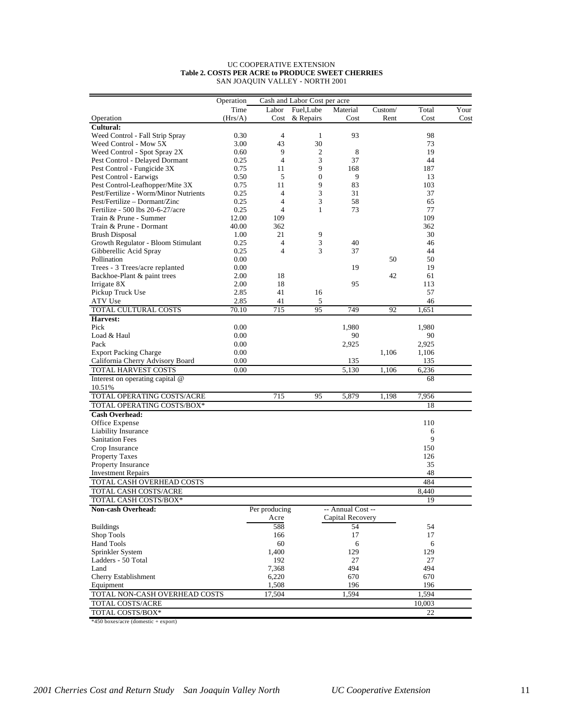UC COOPERATIVE EXTENSION
**Table 2. COSTS PER ACRE to PRODUCE SWEET CHERRIES**
SAN JOAQUIN VALLEY - NORTH 2001

| | Operation | Cash and Labor Cost per acre | | | | | |
|---|---|---|---|---|---|---|---|
| | Time | Labor | Fuel,Lube | Material | Custom/ | Total | Your |
| Operation | (Hrs/A) | Cost | & Repairs | Cost | Rent | Cost | Cost |
| **Cultural:** | | | | | | | |
| Weed Control - Fall Strip Spray | 0.30 | 4 | 1 | 93 | | 98 | |
| Weed Control - Mow 5X | 3.00 | 43 | 30 | | | 73 | |
| Weed Control - Spot Spray 2X | 0.60 | 9 | 2 | 8 | | 19 | |
| Pest Control - Delayed Dormant | 0.25 | 4 | 3 | 37 | | 44 | |
| Pest Control - Fungicide 3X | 0.75 | 11 | 9 | 168 | | 187 | |
| Pest Control - Earwigs | 0.50 | 5 | 0 | 9 | | 13 | |
| Pest Control-Leafhopper/Mite 3X | 0.75 | 11 | 9 | 83 | | 103 | |
| Pest/Fertilize - Worm/Minor Nutrients | 0.25 | 4 | 3 | 31 | | 37 | |
| Pest/Fertilize – Dormant/Zinc | 0.25 | 4 | 3 | 58 | | 65 | |
| Fertilize - 500 lbs 20-6-27/acre | 0.25 | 4 | 1 | 73 | | 77 | |
| Train & Prune - Summer | 12.00 | 109 | | | | 109 | |
| Train & Prune - Dormant | 40.00 | 362 | | | | 362 | |
| Brush Disposal | 1.00 | 21 | 9 | | | 30 | |
| Growth Regulator - Bloom Stimulant | 0.25 | 4 | 3 | 40 | | 46 | |
| Gibberellic Acid Spray | 0.25 | 4 | 3 | 37 | | 44 | |
| Pollination | 0.00 | | | | 50 | 50 | |
| Trees - 3 Trees/acre replanted | 0.00 | | | 19 | | 19 | |
| Backhoe-Plant & paint trees | 2.00 | 18 | | | 42 | 61 | |
| Irrigate 8X | 2.00 | 18 | | 95 | | 113 | |
| Pickup Truck Use | 2.85 | 41 | 16 | | | 57 | |
| ATV Use | 2.85 | 41 | 5 | | | 46 | |
| TOTAL CULTURAL COSTS | 70.10 | 715 | 95 | 749 | 92 | 1,651 | |
| **Harvest:** | | | | | | | |
| Pick | 0.00 | | | 1,980 | | 1,980 | |
| Load & Haul | 0.00 | | | 90 | | 90 | |
| Pack | 0.00 | | | 2,925 | | 2,925 | |
| Export Packing Charge | 0.00 | | | | 1,106 | 1,106 | |
| California Cherry Advisory Board | 0.00 | | | 135 | | 135 | |
| TOTAL HARVEST COSTS | 0.00 | | | 5,130 | 1,106 | 6,236 | |
| Interest on operating capital @ 10.51% | | | | | | 68 | |
| TOTAL OPERATING COSTS/ACRE | | 715 | 95 | 5,879 | 1,198 | 7,956 | |
| TOTAL OPERATING COSTS/BOX* | | | | | | 18 | |
| **Cash Overhead:** | | | | | | | |
| Office Expense | | | | | | 110 | |
| Liability Insurance | | | | | | 6 | |
| Sanitation Fees | | | | | | 9 | |
| Crop Insurance | | | | | | 150 | |
| Property Taxes | | | | | | 126 | |
| Property Insurance | | | | | | 35 | |
| Investment Repairs | | | | | | 48 | |
| TOTAL CASH OVERHEAD COSTS | | | | | | 484 | |
| TOTAL CASH COSTS/ACRE | | | | | | 8,440 | |
| TOTAL CASH COSTS/BOX* | | | | | | 19 | |
| **Non-cash Overhead:** | | Per producing Acre | | -- Annual Cost -- Capital Recovery | | | |
| Buildings | | 588 | | 54 | | 54 | |
| Shop Tools | | 166 | | 17 | | 17 | |
| Hand Tools | | 60 | | 6 | | 6 | |
| Sprinkler System | | 1,400 | | 129 | | 129 | |
| Ladders - 50 Total | | 192 | | 27 | | 27 | |
| Land | | 7,368 | | 494 | | 494 | |
| Cherry Establishment | | 6,220 | | 670 | | 670 | |
| Equipment | | 1,508 | | 196 | | 196 | |
| TOTAL NON-CASH OVERHEAD COSTS | | 17,504 | | 1,594 | | 1,594 | |
| TOTAL COSTS/ACRE | | | | | | 10,003 | |
| TOTAL COSTS/BOX* | | | | | | 22 | |

*450 boxes/acre (domestic + export)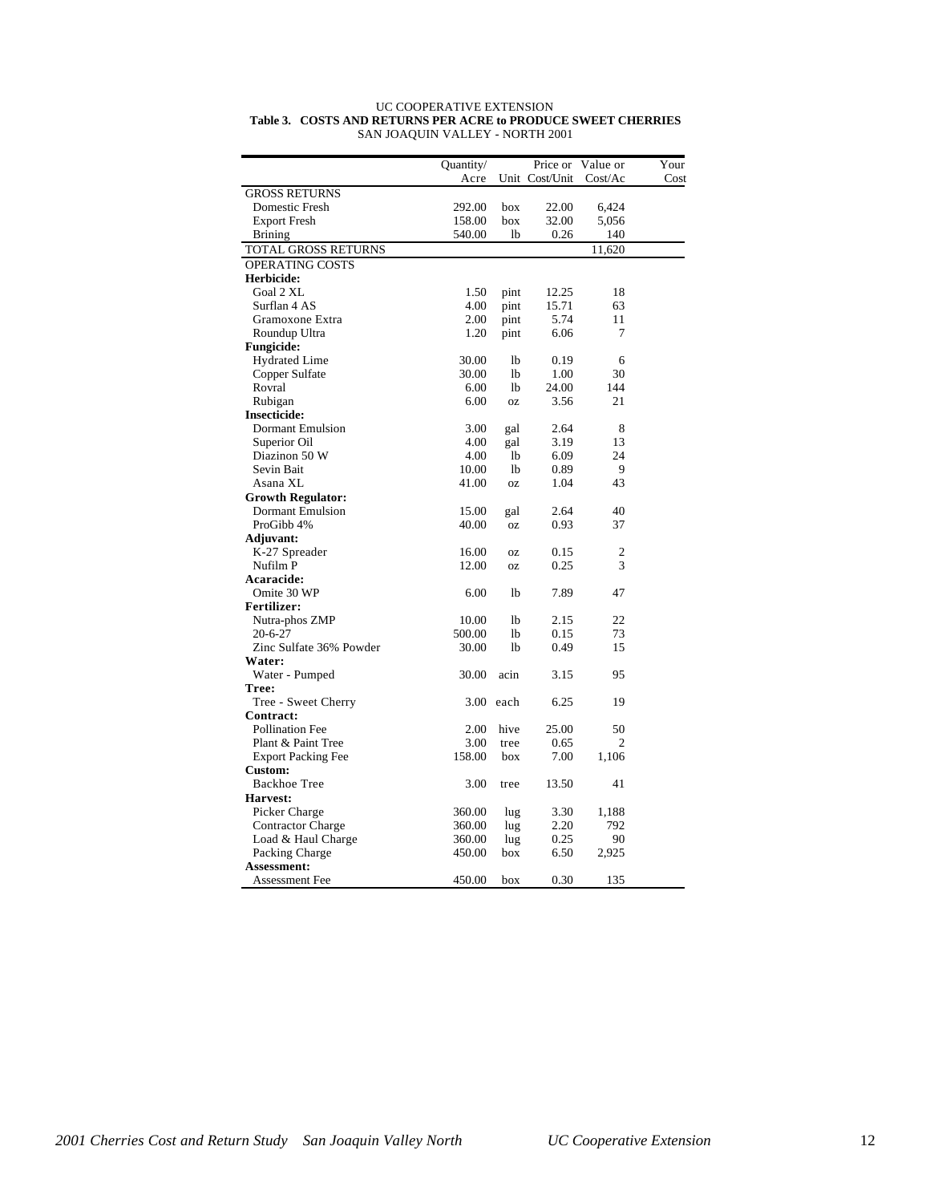UC COOPERATIVE EXTENSION

**Table 3. COSTS AND RETURNS PER ACRE to PRODUCE SWEET CHERRIES**

SAN JOAQUIN VALLEY - NORTH 2001

| | Quantity/ Acre | Unit | Price or Cost/Unit | Value or Cost/Ac | Your Cost |
|---|---|---|---|---|---|
| GROSS RETURNS | | | | | |
| Domestic Fresh | 292.00 | box | 22.00 | 6,424 | |
| Export Fresh | 158.00 | box | 32.00 | 5,056 | |
| Brining | 540.00 | lb | 0.26 | 140 | |
| TOTAL GROSS RETURNS | | | | 11,620 | |
| OPERATING COSTS | | | | | |
| **Herbicide:** | | | | | |
| Goal 2 XL | 1.50 | pint | 12.25 | 18 | |
| Surflan 4 AS | 4.00 | pint | 15.71 | 63 | |
| Gramoxone Extra | 2.00 | pint | 5.74 | 11 | |
| Roundup Ultra | 1.20 | pint | 6.06 | 7 | |
| **Fungicide:** | | | | | |
| Hydrated Lime | 30.00 | lb | 0.19 | 6 | |
| Copper Sulfate | 30.00 | lb | 1.00 | 30 | |
| Rovral | 6.00 | lb | 24.00 | 144 | |
| Rubigan | 6.00 | oz | 3.56 | 21 | |
| **Insecticide:** | | | | | |
| Dormant Emulsion | 3.00 | gal | 2.64 | 8 | |
| Superior Oil | 4.00 | gal | 3.19 | 13 | |
| Diazinon 50 W | 4.00 | lb | 6.09 | 24 | |
| Sevin Bait | 10.00 | lb | 0.89 | 9 | |
| Asana XL | 41.00 | oz | 1.04 | 43 | |
| **Growth Regulator:** | | | | | |
| Dormant Emulsion | 15.00 | gal | 2.64 | 40 | |
| ProGibb 4% | 40.00 | oz | 0.93 | 37 | |
| **Adjuvant:** | | | | | |
| K-27 Spreader | 16.00 | oz | 0.15 | 2 | |
| Nufilm P | 12.00 | oz | 0.25 | 3 | |
| **Acaracide:** | | | | | |
| Omite 30 WP | 6.00 | lb | 7.89 | 47 | |
| **Fertilizer:** | | | | | |
| Nutra-phos ZMP | 10.00 | lb | 2.15 | 22 | |
| 20-6-27 | 500.00 | lb | 0.15 | 73 | |
| Zinc Sulfate 36% Powder | 30.00 | lb | 0.49 | 15 | |
| **Water:** | | | | | |
| Water - Pumped | 30.00 | acin | 3.15 | 95 | |
| **Tree:** | | | | | |
| Tree - Sweet Cherry | 3.00 | each | 6.25 | 19 | |
| **Contract:** | | | | | |
| Pollination Fee | 2.00 | hive | 25.00 | 50 | |
| Plant & Paint Tree | 3.00 | tree | 0.65 | 2 | |
| Export Packing Fee | 158.00 | box | 7.00 | 1,106 | |
| **Custom:** | | | | | |
| Backhoe Tree | 3.00 | tree | 13.50 | 41 | |
| **Harvest:** | | | | | |
| Picker Charge | 360.00 | lug | 3.30 | 1,188 | |
| Contractor Charge | 360.00 | lug | 2.20 | 792 | |
| Load & Haul Charge | 360.00 | lug | 0.25 | 90 | |
| Packing Charge | 450.00 | box | 6.50 | 2,925 | |
| **Assessment:** | | | | | |
| Assessment Fee | 450.00 | box | 0.30 | 135 | |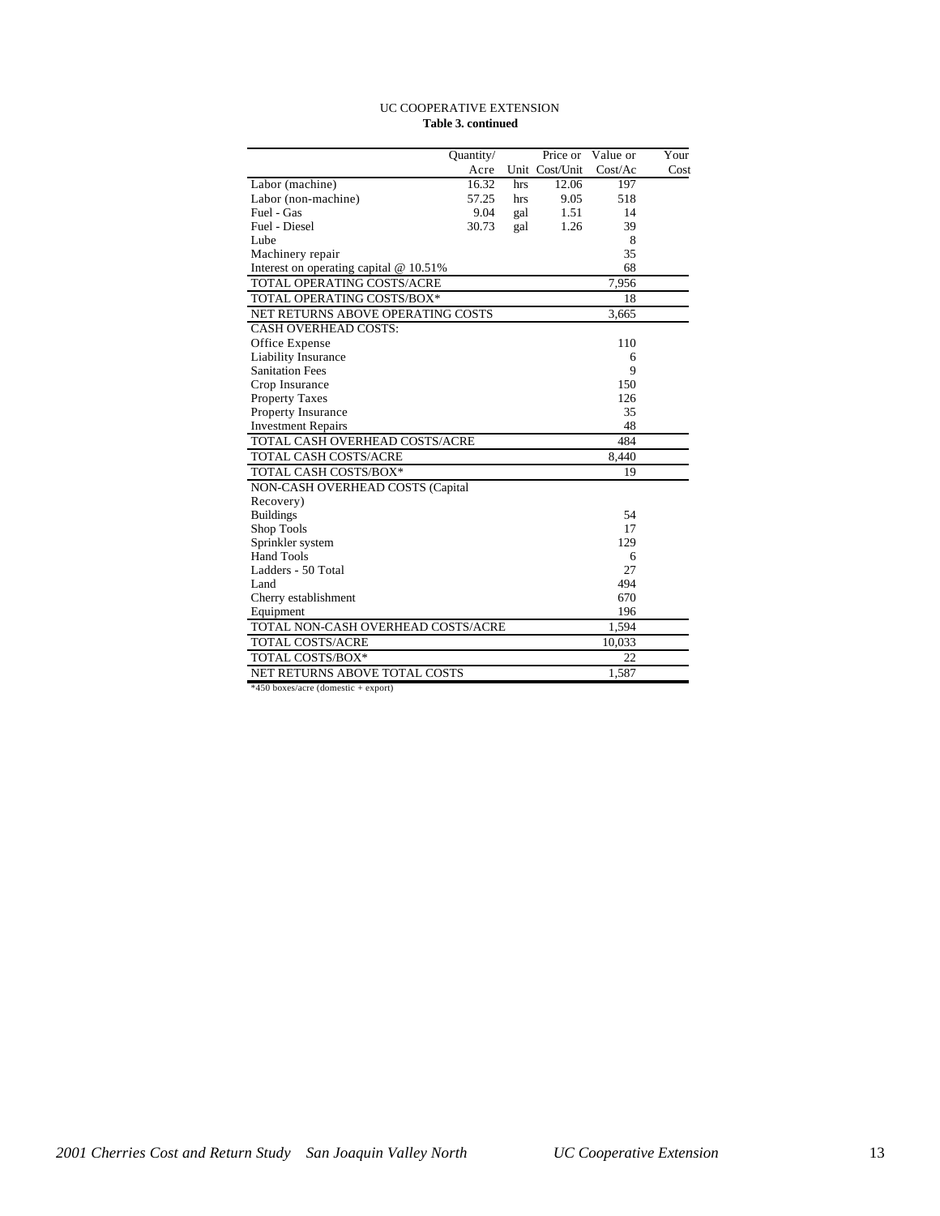UC COOPERATIVE EXTENSION

**Table 3. continued**

| | Quantity/ Acre | Unit | Price or Cost/Unit | Value or Cost/Ac | Your Cost |
|---|---|---|---|---|---|
| Labor (machine) | 16.32 | hrs | 12.06 | 197 | |
| Labor (non-machine) | 57.25 | hrs | 9.05 | 518 | |
| Fuel - Gas | 9.04 | gal | 1.51 | 14 | |
| Fuel - Diesel | 30.73 | gal | 1.26 | 39 | |
| Lube | | | | 8 | |
| Machinery repair | | | | 35 | |
| Interest on operating capital @ 10.51% | | | | 68 | |
| TOTAL OPERATING COSTS/ACRE | | | | 7,956 | |
| TOTAL OPERATING COSTS/BOX* | | | | 18 | |
| NET RETURNS ABOVE OPERATING COSTS | | | | 3,665 | |
| CASH OVERHEAD COSTS: | | | | | |
| Office Expense | | | | 110 | |
| Liability Insurance | | | | 6 | |
| Sanitation Fees | | | | 9 | |
| Crop Insurance | | | | 150 | |
| Property Taxes | | | | 126 | |
| Property Insurance | | | | 35 | |
| Investment Repairs | | | | 48 | |
| TOTAL CASH OVERHEAD COSTS/ACRE | | | | 484 | |
| TOTAL CASH COSTS/ACRE | | | | 8,440 | |
| TOTAL CASH COSTS/BOX* | | | | 19 | |
| NON-CASH OVERHEAD COSTS (Capital Recovery) | | | | | |
| Buildings | | | | 54 | |
| Shop Tools | | | | 17 | |
| Sprinkler system | | | | 129 | |
| Hand Tools | | | | 6 | |
| Ladders - 50 Total | | | | 27 | |
| Land | | | | 494 | |
| Cherry establishment | | | | 670 | |
| Equipment | | | | 196 | |
| TOTAL NON-CASH OVERHEAD COSTS/ACRE | | | | 1,594 | |
| TOTAL COSTS/ACRE | | | | 10,033 | |
| TOTAL COSTS/BOX* | | | | 22 | |
| NET RETURNS ABOVE TOTAL COSTS | | | | 1,587 | |

*450 boxes/acre (domestic + export)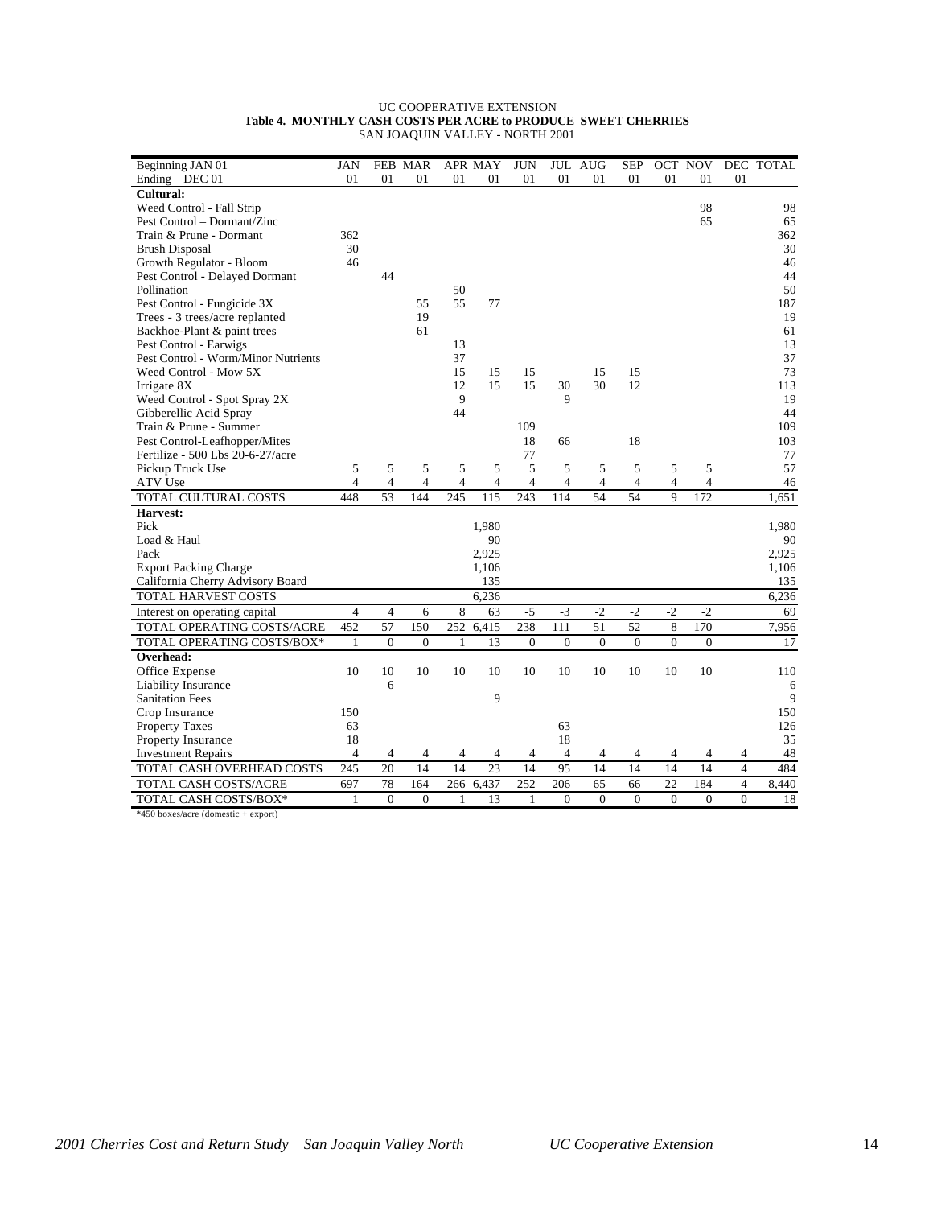UC COOPERATIVE EXTENSION
**Table 4. MONTHLY CASH COSTS PER ACRE to PRODUCE SWEET CHERRIES**
SAN JOAQUIN VALLEY - NORTH 2001

| Beginning JAN 01<br>Ending DEC 01 | JAN<br>01 | FEB<br>01 | MAR<br>01 | APR<br>01 | MAY<br>01 | JUN<br>01 | JUL<br>01 | AUG<br>01 | SEP<br>01 | OCT<br>01 | NOV<br>01 | DEC<br>01 | TOTAL |
|---|---|---|---|---|---|---|---|---|---|---|---|---|---|
| **Cultural:** | | | | | | | | | | | | | |
| Weed Control - Fall Strip | | | | | | | | | | | 98 | | 98 |
| Pest Control – Dormant/Zinc | | | | | | | | | | | 65 | | 65 |
| Train & Prune - Dormant | 362 | | | | | | | | | | | | 362 |
| Brush Disposal | 30 | | | | | | | | | | | | 30 |
| Growth Regulator - Bloom | 46 | | | | | | | | | | | | 46 |
| Pest Control - Delayed Dormant | | 44 | | | | | | | | | | | 44 |
| Pollination | | | | 50 | | | | | | | | | 50 |
| Pest Control - Fungicide 3X | | | 55 | 55 | 77 | | | | | | | | 187 |
| Trees - 3 trees/acre replanted | | | 19 | | | | | | | | | | 19 |
| Backhoe-Plant & paint trees | | | 61 | | | | | | | | | | 61 |
| Pest Control - Earwigs | | | | 13 | | | | | | | | | 13 |
| Pest Control - Worm/Minor Nutrients | | | | 37 | | | | | | | | | 37 |
| Weed Control - Mow 5X | | | | 15 | 15 | 15 | | 15 | 15 | | | | 73 |
| Irrigate 8X | | | | 12 | 15 | 15 | 30 | 30 | 12 | | | | 113 |
| Weed Control - Spot Spray 2X | | | | 9 | | | 9 | | | | | | 19 |
| Gibberellic Acid Spray | | | | 44 | | | | | | | | | 44 |
| Train & Prune - Summer | | | | | | 109 | | | | | | | 109 |
| Pest Control-Leafhopper/Mites | | | | | | 18 | 66 | | 18 | | | | 103 |
| Fertilize - 500 Lbs 20-6-27/acre | | | | | | 77 | | | | | | | 77 |
| Pickup Truck Use | 5 | 5 | 5 | 5 | 5 | 5 | 5 | 5 | 5 | 5 | 5 | | 57 |
| ATV Use | 4 | 4 | 4 | 4 | 4 | 4 | 4 | 4 | 4 | 4 | 4 | | 46 |
| TOTAL CULTURAL COSTS | 448 | 53 | 144 | 245 | 115 | 243 | 114 | 54 | 54 | 9 | 172 | | 1,651 |
| **Harvest:** | | | | | | | | | | | | | |
| Pick | | | | | 1,980 | | | | | | | | 1,980 |
| Load & Haul | | | | | 90 | | | | | | | | 90 |
| Pack | | | | | 2,925 | | | | | | | | 2,925 |
| Export Packing Charge | | | | | 1,106 | | | | | | | | 1,106 |
| California Cherry Advisory Board | | | | | 135 | | | | | | | | 135 |
| TOTAL HARVEST COSTS | | | | | 6,236 | | | | | | | | 6,236 |
| Interest on operating capital | 4 | 4 | 6 | 8 | 63 | -5 | -3 | -2 | -2 | -2 | -2 | | 69 |
| TOTAL OPERATING COSTS/ACRE | 452 | 57 | 150 | 252 | 6,415 | 238 | 111 | 51 | 52 | 8 | 170 | | 7,956 |
| TOTAL OPERATING COSTS/BOX* | 1 | 0 | 0 | 1 | 13 | 0 | 0 | 0 | 0 | 0 | 0 | | 17 |
| **Overhead:** | | | | | | | | | | | | | |
| Office Expense | 10 | 10 | 10 | 10 | 10 | 10 | 10 | 10 | 10 | 10 | 10 | | 110 |
| Liability Insurance | | 6 | | | | | | | | | | | 6 |
| Sanitation Fees | | | | | 9 | | | | | | | | 9 |
| Crop Insurance | 150 | | | | | | | | | | | | 150 |
| Property Taxes | 63 | | | | | | 63 | | | | | | 126 |
| Property Insurance | 18 | | | | | | 18 | | | | | | 35 |
| Investment Repairs | 4 | 4 | 4 | 4 | 4 | 4 | 4 | 4 | 4 | 4 | 4 | 4 | 48 |
| TOTAL CASH OVERHEAD COSTS | 245 | 20 | 14 | 14 | 23 | 14 | 95 | 14 | 14 | 14 | 14 | 4 | 484 |
| TOTAL CASH COSTS/ACRE | 697 | 78 | 164 | 266 | 6,437 | 252 | 206 | 65 | 66 | 22 | 184 | 4 | 8,440 |
| TOTAL CASH COSTS/BOX* | 1 | 0 | 0 | 1 | 13 | 1 | 0 | 0 | 0 | 0 | 0 | 0 | 18 |

*450 boxes/acre (domestic + export)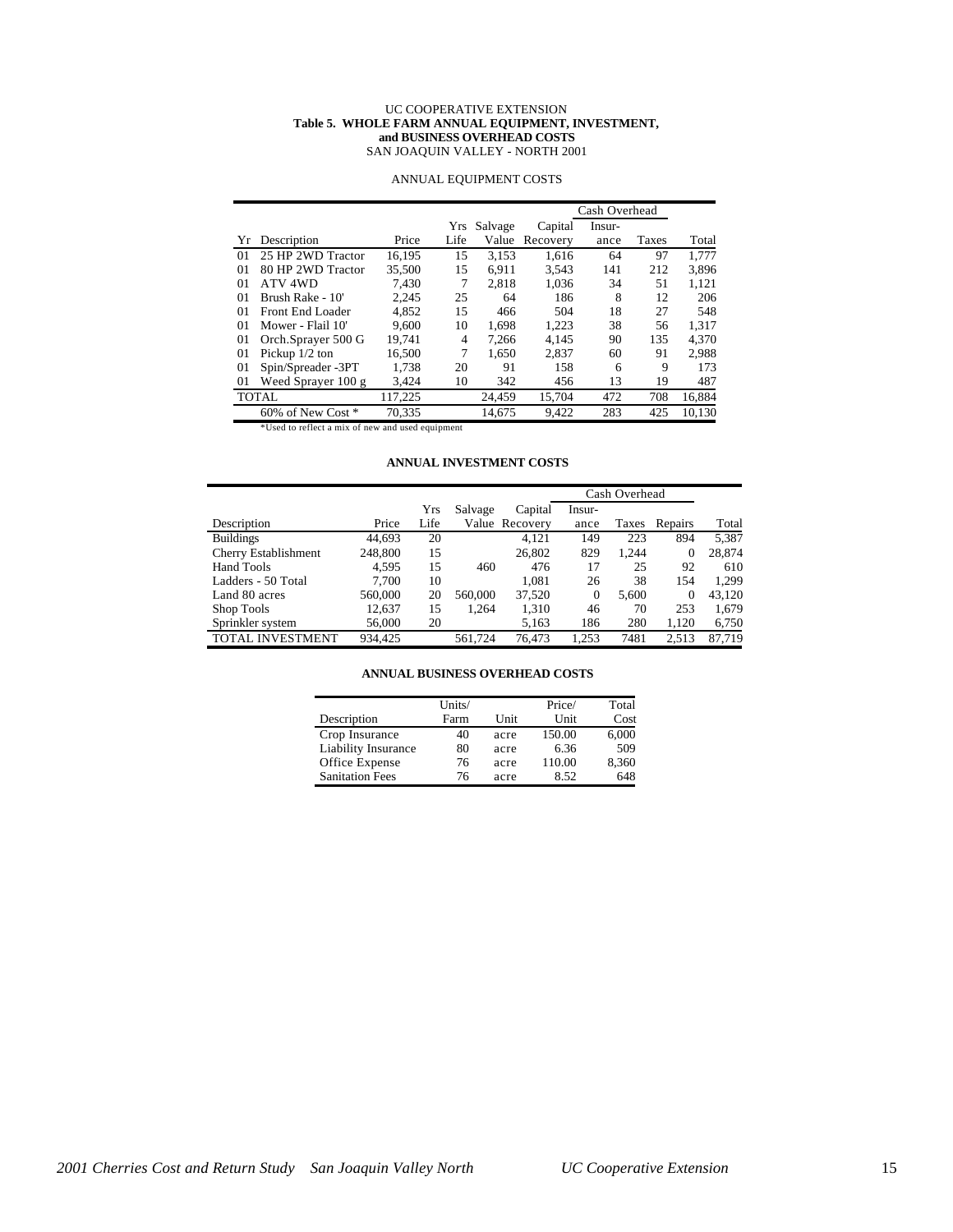UC COOPERATIVE EXTENSION

**Table 5. WHOLE FARM ANNUAL EQUIPMENT, INVESTMENT, and BUSINESS OVERHEAD COSTS**

SAN JOAQUIN VALLEY - NORTH 2001

ANNUAL EQUIPMENT COSTS

| | | | | | | Cash Overhead | | |
|---|---|---|---|---|---|---|---|---|
| Yr | Description | Price | Yrs Life | Salvage Value | Capital Recovery | Insur-ance | Taxes | Total |
| 01 | 25 HP 2WD Tractor | 16,195 | 15 | 3,153 | 1,616 | 64 | 97 | 1,777 |
| 01 | 80 HP 2WD Tractor | 35,500 | 15 | 6,911 | 3,543 | 141 | 212 | 3,896 |
| 01 | ATV 4WD | 7,430 | 7 | 2,818 | 1,036 | 34 | 51 | 1,121 |
| 01 | Brush Rake - 10' | 2,245 | 25 | 64 | 186 | 8 | 12 | 206 |
| 01 | Front End Loader | 4,852 | 15 | 466 | 504 | 18 | 27 | 548 |
| 01 | Mower - Flail 10' | 9,600 | 10 | 1,698 | 1,223 | 38 | 56 | 1,317 |
| 01 | Orch.Sprayer 500 G | 19,741 | 4 | 7,266 | 4,145 | 90 | 135 | 4,370 |
| 01 | Pickup 1/2 ton | 16,500 | 7 | 1,650 | 2,837 | 60 | 91 | 2,988 |
| 01 | Spin/Spreader -3PT | 1,738 | 20 | 91 | 158 | 6 | 9 | 173 |
| 01 | Weed Sprayer 100 g | 3,424 | 10 | 342 | 456 | 13 | 19 | 487 |
| TOTAL | | 117,225 | | 24,459 | 15,704 | 472 | 708 | 16,884 |
| | 60% of New Cost * | 70,335 | | 14,675 | 9,422 | 283 | 425 | 10,130 |

*Used to reflect a mix of new and used equipment

**ANNUAL INVESTMENT COSTS**

| | | | | | Cash Overhead | | | |
|---|---|---|---|---|---|---|---|---|
| Description | Price | Yrs Life | Salvage Value | Capital Recovery | Insur-ance | Taxes | Repairs | Total |
| Buildings | 44,693 | 20 | | 4,121 | 149 | 223 | 894 | 5,387 |
| Cherry Establishment | 248,800 | 15 | | 26,802 | 829 | 1,244 | 0 | 28,874 |
| Hand Tools | 4,595 | 15 | 460 | 476 | 17 | 25 | 92 | 610 |
| Ladders - 50 Total | 7,700 | 10 | | 1,081 | 26 | 38 | 154 | 1,299 |
| Land 80 acres | 560,000 | 20 | 560,000 | 37,520 | 0 | 5,600 | 0 | 43,120 |
| Shop Tools | 12,637 | 15 | 1,264 | 1,310 | 46 | 70 | 253 | 1,679 |
| Sprinkler system | 56,000 | 20 | | 5,163 | 186 | 280 | 1,120 | 6,750 |
| TOTAL INVESTMENT | 934,425 | | 561,724 | 76,473 | 1,253 | 7481 | 2,513 | 87,719 |

**ANNUAL BUSINESS OVERHEAD COSTS**

| Description | Units/ Farm | Unit | Price/ Unit | Total Cost |
|---|---|---|---|---|
| Crop Insurance | 40 | acre | 150.00 | 6,000 |
| Liability Insurance | 80 | acre | 6.36 | 509 |
| Office Expense | 76 | acre | 110.00 | 8,360 |
| Sanitation Fees | 76 | acre | 8.52 | 648 |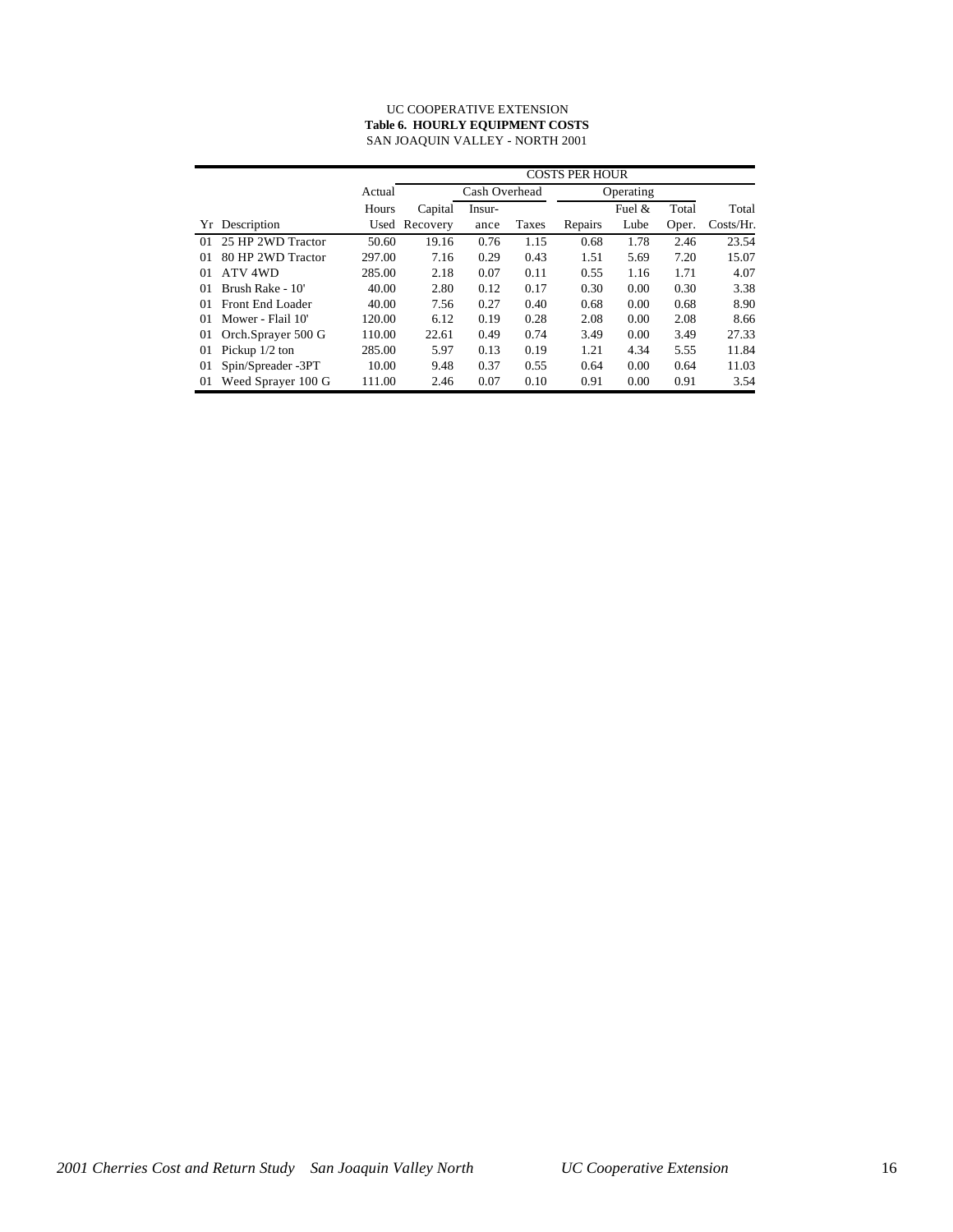UC COOPERATIVE EXTENSION

**Table 6. HOURLY EQUIPMENT COSTS**

SAN JOAQUIN VALLEY - NORTH 2001

| | | | COSTS PER HOUR | | | | | | |
|---|---|---|---|---|---|---|---|---|---|
| | | Actual | | Cash Overhead | | Operating | | | |
| | | Hours | Capital | Insur- | | | Fuel & | Total | Total |
| Yr | Description | Used | Recovery | ance | Taxes | Repairs | Lube | Oper. | Costs/Hr. |
| 01 | 25 HP 2WD Tractor | 50.60 | 19.16 | 0.76 | 1.15 | 0.68 | 1.78 | 2.46 | 23.54 |
| 01 | 80 HP 2WD Tractor | 297.00 | 7.16 | 0.29 | 0.43 | 1.51 | 5.69 | 7.20 | 15.07 |
| 01 | ATV 4WD | 285.00 | 2.18 | 0.07 | 0.11 | 0.55 | 1.16 | 1.71 | 4.07 |
| 01 | Brush Rake - 10' | 40.00 | 2.80 | 0.12 | 0.17 | 0.30 | 0.00 | 0.30 | 3.38 |
| 01 | Front End Loader | 40.00 | 7.56 | 0.27 | 0.40 | 0.68 | 0.00 | 0.68 | 8.90 |
| 01 | Mower - Flail 10' | 120.00 | 6.12 | 0.19 | 0.28 | 2.08 | 0.00 | 2.08 | 8.66 |
| 01 | Orch.Sprayer 500 G | 110.00 | 22.61 | 0.49 | 0.74 | 3.49 | 0.00 | 3.49 | 27.33 |
| 01 | Pickup 1/2 ton | 285.00 | 5.97 | 0.13 | 0.19 | 1.21 | 4.34 | 5.55 | 11.84 |
| 01 | Spin/Spreader -3PT | 10.00 | 9.48 | 0.37 | 0.55 | 0.64 | 0.00 | 0.64 | 11.03 |
| 01 | Weed Sprayer 100 G | 111.00 | 2.46 | 0.07 | 0.10 | 0.91 | 0.00 | 0.91 | 3.54 |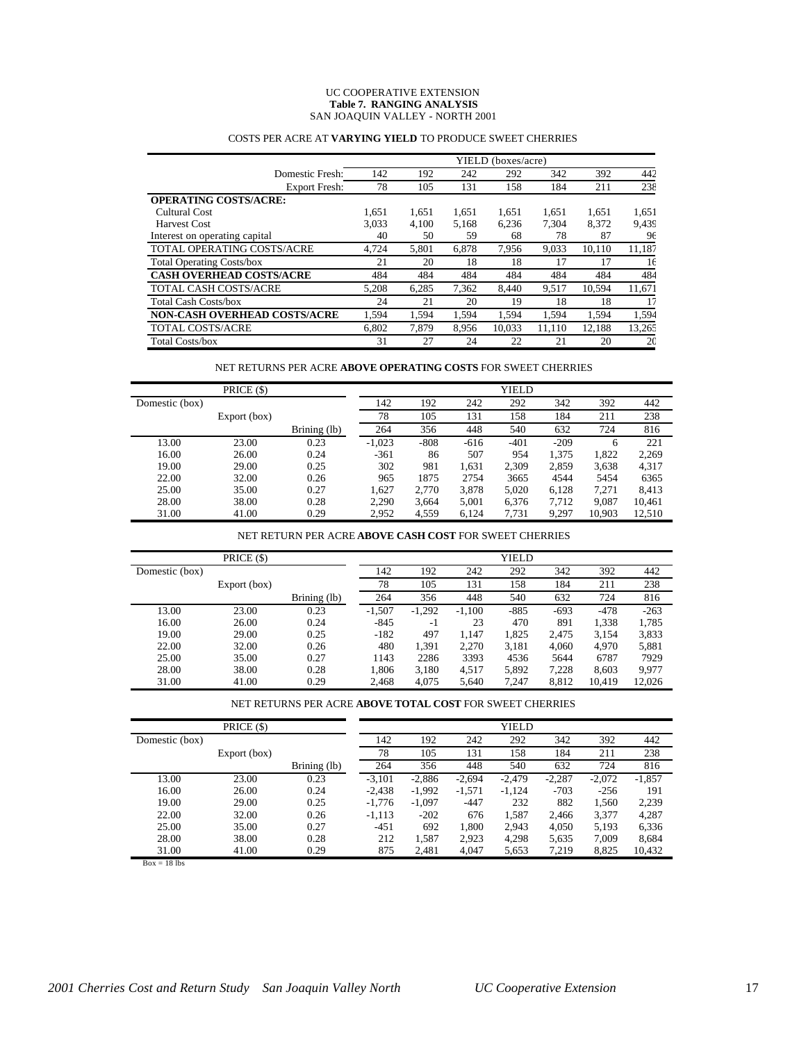UC COOPERATIVE EXTENSION

**Table 7. RANGING ANALYSIS**

SAN JOAQUIN VALLEY - NORTH 2001

COSTS PER ACRE AT **VARYING YIELD** TO PRODUCE SWEET CHERRIES

| | YIELD (boxes/acre) | | | | | | |
|---|---|---|---|---|---|---|---|
| Domestic Fresh: | 142 | 192 | 242 | 292 | 342 | 392 | 442 |
| Export Fresh: | 78 | 105 | 131 | 158 | 184 | 211 | 238 |
| **OPERATING COSTS/ACRE:** | | | | | | | |
| Cultural Cost | 1,651 | 1,651 | 1,651 | 1,651 | 1,651 | 1,651 | 1,651 |
| Harvest Cost | 3,033 | 4,100 | 5,168 | 6,236 | 7,304 | 8,372 | 9,439 |
| Interest on operating capital | 40 | 50 | 59 | 68 | 78 | 87 | 96 |
| TOTAL OPERATING COSTS/ACRE | 4,724 | 5,801 | 6,878 | 7,956 | 9,033 | 10,110 | 11,187 |
| Total Operating Costs/box | 21 | 20 | 18 | 18 | 17 | 17 | 16 |
| **CASH OVERHEAD COSTS/ACRE** | 484 | 484 | 484 | 484 | 484 | 484 | 484 |
| TOTAL CASH COSTS/ACRE | 5,208 | 6,285 | 7,362 | 8,440 | 9,517 | 10,594 | 11,671 |
| Total Cash Costs/box | 24 | 21 | 20 | 19 | 18 | 18 | 17 |
| **NON-CASH OVERHEAD COSTS/ACRE** | 1,594 | 1,594 | 1,594 | 1,594 | 1,594 | 1,594 | 1,594 |
| TOTAL COSTS/ACRE | 6,802 | 7,879 | 8,956 | 10,033 | 11,110 | 12,188 | 13,265 |
| Total Costs/box | 31 | 27 | 24 | 22 | 21 | 20 | 20 |

NET RETURNS PER ACRE **ABOVE OPERATING COSTS** FOR SWEET CHERRIES

| PRICE ($) | | | YIELD | | | | | | |
|---|---|---|---|---|---|---|---|---|---|
| Domestic (box) | | | 142 | 192 | 242 | 292 | 342 | 392 | 442 |
| | Export (box) | | 78 | 105 | 131 | 158 | 184 | 211 | 238 |
| | | Brining (lb) | 264 | 356 | 448 | 540 | 632 | 724 | 816 |
| 13.00 | 23.00 | 0.23 | -1,023 | -808 | -616 | -401 | -209 | 6 | 221 |
| 16.00 | 26.00 | 0.24 | -361 | 86 | 507 | 954 | 1,375 | 1,822 | 2,269 |
| 19.00 | 29.00 | 0.25 | 302 | 981 | 1,631 | 2,309 | 2,859 | 3,638 | 4,317 |
| 22.00 | 32.00 | 0.26 | 965 | 1875 | 2754 | 3665 | 4544 | 5454 | 6365 |
| 25.00 | 35.00 | 0.27 | 1,627 | 2,770 | 3,878 | 5,020 | 6,128 | 7,271 | 8,413 |
| 28.00 | 38.00 | 0.28 | 2,290 | 3,664 | 5,001 | 6,376 | 7,712 | 9,087 | 10,461 |
| 31.00 | 41.00 | 0.29 | 2,952 | 4,559 | 6,124 | 7,731 | 9,297 | 10,903 | 12,510 |

NET RETURN PER ACRE **ABOVE CASH COST** FOR SWEET CHERRIES

| PRICE ($) | | | YIELD | | | | | | |
|---|---|---|---|---|---|---|---|---|---|
| Domestic (box) | | | 142 | 192 | 242 | 292 | 342 | 392 | 442 |
| | Export (box) | | 78 | 105 | 131 | 158 | 184 | 211 | 238 |
| | | Brining (lb) | 264 | 356 | 448 | 540 | 632 | 724 | 816 |
| 13.00 | 23.00 | 0.23 | -1,507 | -1,292 | -1,100 | -885 | -693 | -478 | -263 |
| 16.00 | 26.00 | 0.24 | -845 | -1 | 23 | 470 | 891 | 1,338 | 1,785 |
| 19.00 | 29.00 | 0.25 | -182 | 497 | 1,147 | 1,825 | 2,475 | 3,154 | 3,833 |
| 22.00 | 32.00 | 0.26 | 480 | 1,391 | 2,270 | 3,181 | 4,060 | 4,970 | 5,881 |
| 25.00 | 35.00 | 0.27 | 1143 | 2286 | 3393 | 4536 | 5644 | 6787 | 7929 |
| 28.00 | 38.00 | 0.28 | 1,806 | 3,180 | 4,517 | 5,892 | 7,228 | 8,603 | 9,977 |
| 31.00 | 41.00 | 0.29 | 2,468 | 4,075 | 5,640 | 7,247 | 8,812 | 10,419 | 12,026 |

NET RETURNS PER ACRE **ABOVE TOTAL COST** FOR SWEET CHERRIES

| PRICE ($) | | | YIELD | | | | | | |
|---|---|---|---|---|---|---|---|---|---|
| Domestic (box) | | | 142 | 192 | 242 | 292 | 342 | 392 | 442 |
| | Export (box) | | 78 | 105 | 131 | 158 | 184 | 211 | 238 |
| | | Brining (lb) | 264 | 356 | 448 | 540 | 632 | 724 | 816 |
| 13.00 | 23.00 | 0.23 | -3,101 | -2,886 | -2,694 | -2,479 | -2,287 | -2,072 | -1,857 |
| 16.00 | 26.00 | 0.24 | -2,438 | -1,992 | -1,571 | -1,124 | -703 | -256 | 191 |
| 19.00 | 29.00 | 0.25 | -1,776 | -1,097 | -447 | 232 | 882 | 1,560 | 2,239 |
| 22.00 | 32.00 | 0.26 | -1,113 | -202 | 676 | 1,587 | 2,466 | 3,377 | 4,287 |
| 25.00 | 35.00 | 0.27 | -451 | 692 | 1,800 | 2,943 | 4,050 | 5,193 | 6,336 |
| 28.00 | 38.00 | 0.28 | 212 | 1,587 | 2,923 | 4,298 | 5,635 | 7,009 | 8,684 |
| 31.00 | 41.00 | 0.29 | 875 | 2,481 | 4,047 | 5,653 | 7,219 | 8,825 | 10,432 |

Box = 18 lbs